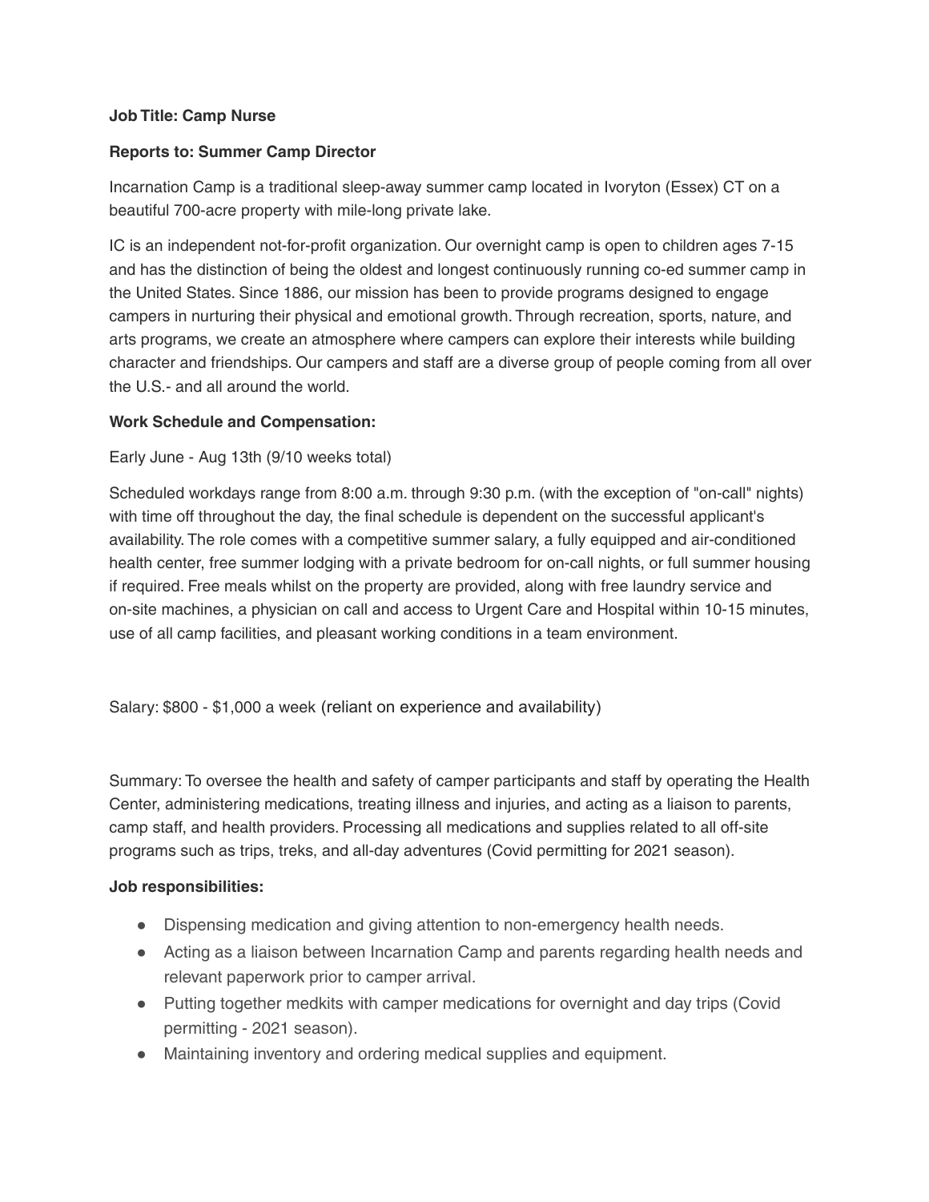**Job Title: Camp Nurse**

**Reports to: Summer Camp Director**

Incarnation Camp is a traditional sleep-away summer camp located in Ivoryton (Essex) CT on a beautiful 700-acre property with mile-long private lake.

IC is an independent not-for-profit organization. Our overnight camp is open to children ages 7-15 and has the distinction of being the oldest and longest continuously running co-ed summer camp in the United States. Since 1886, our mission has been to provide programs designed to engage campers in nurturing their physical and emotional growth. Through recreation, sports, nature, and arts programs, we create an atmosphere where campers can explore their interests while building character and friendships. Our campers and staff are a diverse group of people coming from all over the U.S.- and all around the world.

**Work Schedule and Compensation:**

Early June - Aug 13th (9/10 weeks total)

Scheduled workdays range from 8:00 a.m. through 9:30 p.m. (with the exception of "on-call" nights) with time off throughout the day, the final schedule is dependent on the successful applicant's availability. The role comes with a competitive summer salary, a fully equipped and air-conditioned health center, free summer lodging with a private bedroom for on-call nights, or full summer housing if required. Free meals whilst on the property are provided, along with free laundry service and on-site machines, a physician on call and access to Urgent Care and Hospital within 10-15 minutes, use of all camp facilities, and pleasant working conditions in a team environment.

Salary: $800 - $1,000 a week (reliant on experience and availability)

Summary: To oversee the health and safety of camper participants and staff by operating the Health Center, administering medications, treating illness and injuries, and acting as a liaison to parents, camp staff, and health providers. Processing all medications and supplies related to all off-site programs such as trips, treks, and all-day adventures (Covid permitting for 2021 season).

**Job responsibilities:**

- Dispensing medication and giving attention to non-emergency health needs.
- Acting as a liaison between Incarnation Camp and parents regarding health needs and relevant paperwork prior to camper arrival.
- Putting together medkits with camper medications for overnight and day trips (Covid permitting - 2021 season).
- Maintaining inventory and ordering medical supplies and equipment.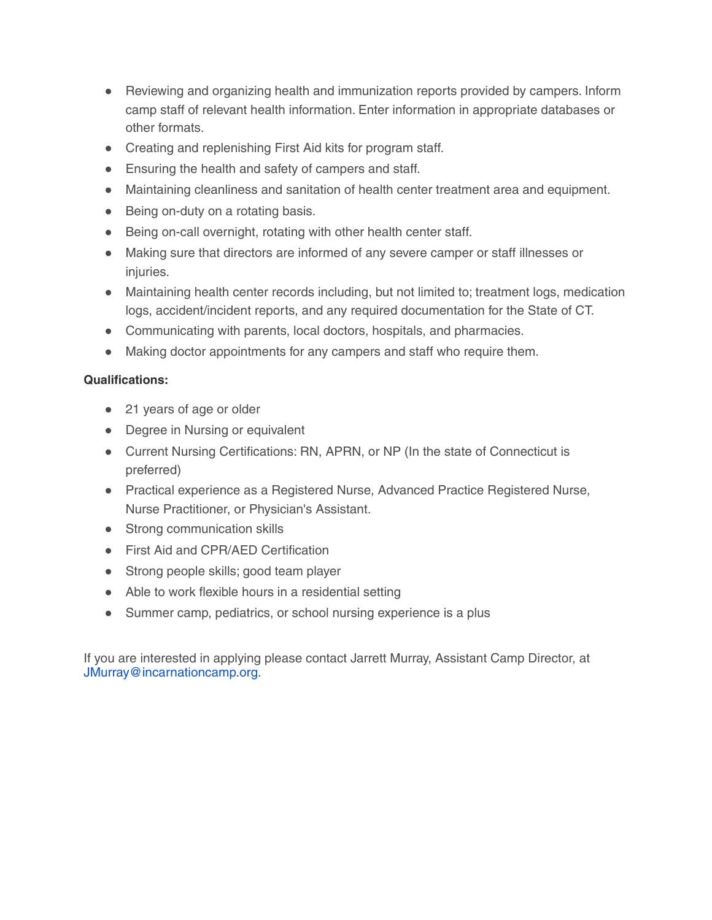- Reviewing and organizing health and immunization reports provided by campers. Inform camp staff of relevant health information. Enter information in appropriate databases or other formats.
- Creating and replenishing First Aid kits for program staff.
- Ensuring the health and safety of campers and staff.
- Maintaining cleanliness and sanitation of health center treatment area and equipment.
- Being on-duty on a rotating basis.
- Being on-call overnight, rotating with other health center staff.
- Making sure that directors are informed of any severe camper or staff illnesses or injuries.
- Maintaining health center records including, but not limited to; treatment logs, medication logs, accident/incident reports, and any required documentation for the State of CT.
- Communicating with parents, local doctors, hospitals, and pharmacies.
- Making doctor appointments for any campers and staff who require them.

**Qualifications:**

- 21 years of age or older
- Degree in Nursing or equivalent
- Current Nursing Certifications: RN, APRN, or NP (In the state of Connecticut is preferred)
- Practical experience as a Registered Nurse, Advanced Practice Registered Nurse, Nurse Practitioner, or Physician's Assistant.
- Strong communication skills
- First Aid and CPR/AED Certification
- Strong people skills; good team player
- Able to work flexible hours in a residential setting
- Summer camp, pediatrics, or school nursing experience is a plus

If you are interested in applying please contact Jarrett Murray, Assistant Camp Director, at JMurray@incarnationcamp.org.